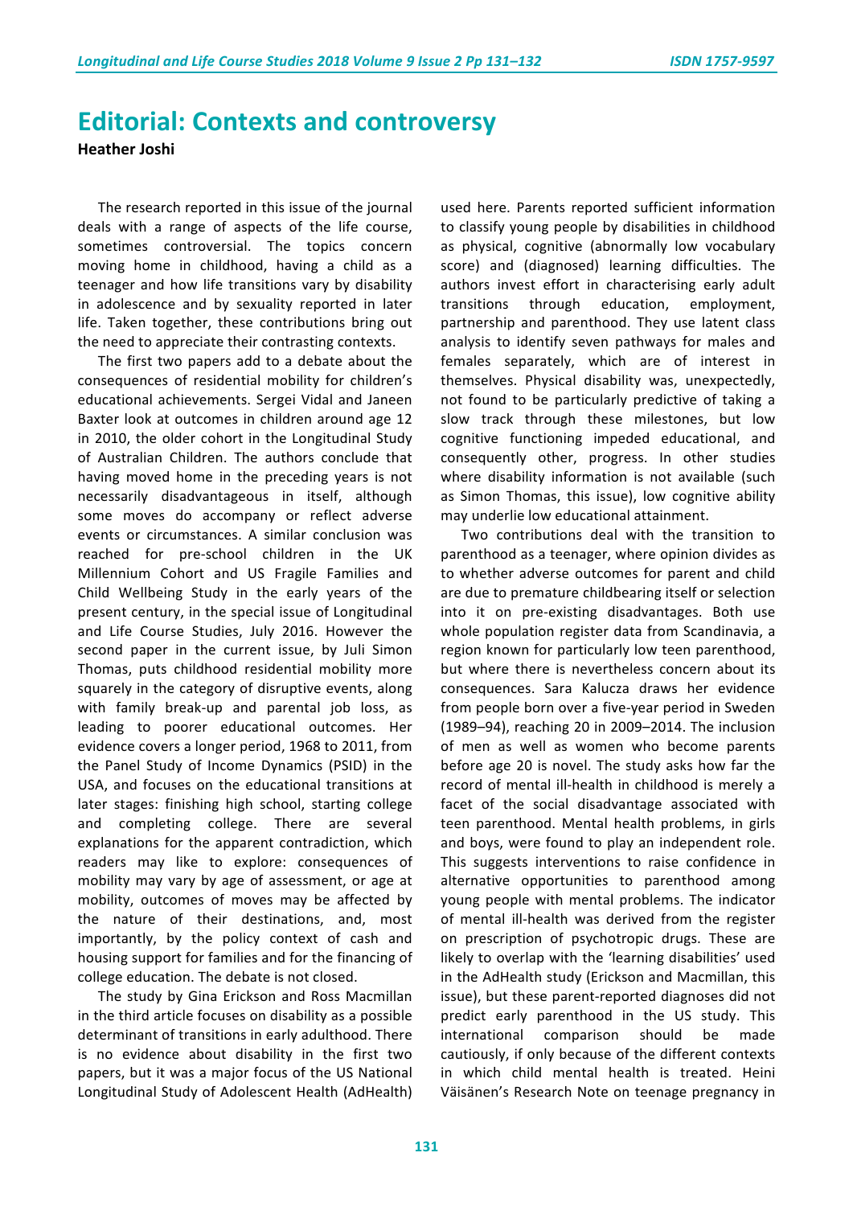# Editorial: Contexts and controversy

**Heather Joshi**

The research reported in this issue of the journal deals with a range of aspects of the life course, sometimes controversial. The topics concern moving home in childhood, having a child as a teenager and how life transitions vary by disability in adolescence and by sexuality reported in later life. Taken together, these contributions bring out the need to appreciate their contrasting contexts.

The first two papers add to a debate about the consequences of residential mobility for children's educational achievements. Sergei Vidal and Janeen Baxter look at outcomes in children around age 12 in 2010, the older cohort in the Longitudinal Study of Australian Children. The authors conclude that having moved home in the preceding years is not necessarily disadvantageous in itself, although some moves do accompany or reflect adverse events or circumstances. A similar conclusion was reached for pre-school children in the UK Millennium Cohort and US Fragile Families and Child Wellbeing Study in the early years of the present century, in the special issue of Longitudinal and Life Course Studies, July 2016. However the second paper in the current issue, by Juli Simon Thomas, puts childhood residential mobility more squarely in the category of disruptive events, along with family break-up and parental job loss, as leading to poorer educational outcomes. Her evidence covers a longer period, 1968 to 2011, from the Panel Study of Income Dynamics (PSID) in the USA, and focuses on the educational transitions at later stages: finishing high school, starting college and completing college. There are several explanations for the apparent contradiction, which readers may like to explore: consequences of mobility may vary by age of assessment, or age at mobility, outcomes of moves may be affected by the nature of their destinations, and, most importantly, by the policy context of cash and housing support for families and for the financing of college education. The debate is not closed.

The study by Gina Erickson and Ross Macmillan in the third article focuses on disability as a possible determinant of transitions in early adulthood. There is no evidence about disability in the first two papers, but it was a major focus of the US National Longitudinal Study of Adolescent Health (AdHealth) used here. Parents reported sufficient information to classify young people by disabilities in childhood as physical, cognitive (abnormally low vocabulary score) and (diagnosed) learning difficulties. The authors invest effort in characterising early adult transitions through education, employment, partnership and parenthood. They use latent class analysis to identify seven pathways for males and females separately, which are of interest in themselves. Physical disability was, unexpectedly, not found to be particularly predictive of taking a slow track through these milestones, but low cognitive functioning impeded educational, and consequently other, progress. In other studies where disability information is not available (such as Simon Thomas, this issue), low cognitive ability may underlie low educational attainment.

Two contributions deal with the transition to parenthood as a teenager, where opinion divides as to whether adverse outcomes for parent and child are due to premature childbearing itself or selection into it on pre-existing disadvantages. Both use whole population register data from Scandinavia, a region known for particularly low teen parenthood, but where there is nevertheless concern about its consequences. Sara Kalucza draws her evidence from people born over a five-year period in Sweden (1989–94), reaching 20 in 2009–2014. The inclusion of men as well as women who become parents before age 20 is novel. The study asks how far the record of mental ill-health in childhood is merely a facet of the social disadvantage associated with teen parenthood. Mental health problems, in girls and boys, were found to play an independent role. This suggests interventions to raise confidence in alternative opportunities to parenthood among young people with mental problems. The indicator of mental ill-health was derived from the register on prescription of psychotropic drugs. These are likely to overlap with the 'learning disabilities' used in the AdHealth study (Erickson and Macmillan, this issue), but these parent-reported diagnoses did not predict early parenthood in the US study. This international comparison should be made cautiously, if only because of the different contexts in which child mental health is treated. Heini Väisänen's Research Note on teenage pregnancy in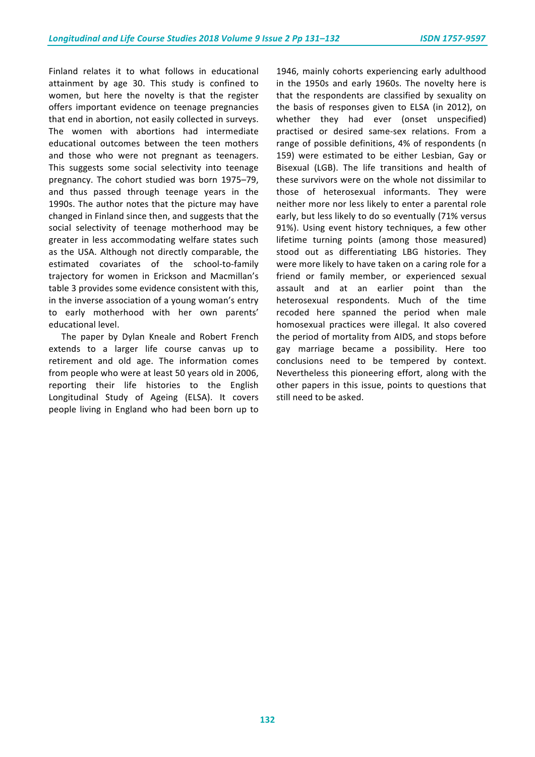Finland relates it to what follows in educational attainment by age 30. This study is confined to women, but here the novelty is that the register offers important evidence on teenage pregnancies that end in abortion, not easily collected in surveys. The women with abortions had intermediate educational outcomes between the teen mothers and those who were not pregnant as teenagers. This suggests some social selectivity into teenage pregnancy. The cohort studied was born 1975–79, and thus passed through teenage years in the 1990s. The author notes that the picture may have changed in Finland since then, and suggests that the social selectivity of teenage motherhood may be greater in less accommodating welfare states such as the USA. Although not directly comparable, the estimated covariates of the school-to-family trajectory for women in Erickson and Macmillan's table 3 provides some evidence consistent with this, in the inverse association of a young woman's entry to early motherhood with her own parents' educational level.

The paper by Dylan Kneale and Robert French extends to a larger life course canvas up to retirement and old age. The information comes from people who were at least 50 years old in 2006, reporting their life histories to the English Longitudinal Study of Ageing (ELSA). It covers people living in England who had been born up to 1946, mainly cohorts experiencing early adulthood in the 1950s and early 1960s. The novelty here is that the respondents are classified by sexuality on the basis of responses given to ELSA (in 2012), on whether they had ever (onset unspecified) practised or desired same-sex relations. From a range of possible definitions, 4% of respondents (n 159) were estimated to be either Lesbian, Gay or Bisexual (LGB). The life transitions and health of these survivors were on the whole not dissimilar to those of heterosexual informants. They were neither more nor less likely to enter a parental role early, but less likely to do so eventually (71% versus 91%). Using event history techniques, a few other lifetime turning points (among those measured) stood out as differentiating LBG histories. They were more likely to have taken on a caring role for a friend or family member, or experienced sexual assault and at an earlier point than the heterosexual respondents. Much of the time recoded here spanned the period when male homosexual practices were illegal. It also covered the period of mortality from AIDS, and stops before gay marriage became a possibility. Here too conclusions need to be tempered by context. Nevertheless this pioneering effort, along with the other papers in this issue, points to questions that still need to be asked.